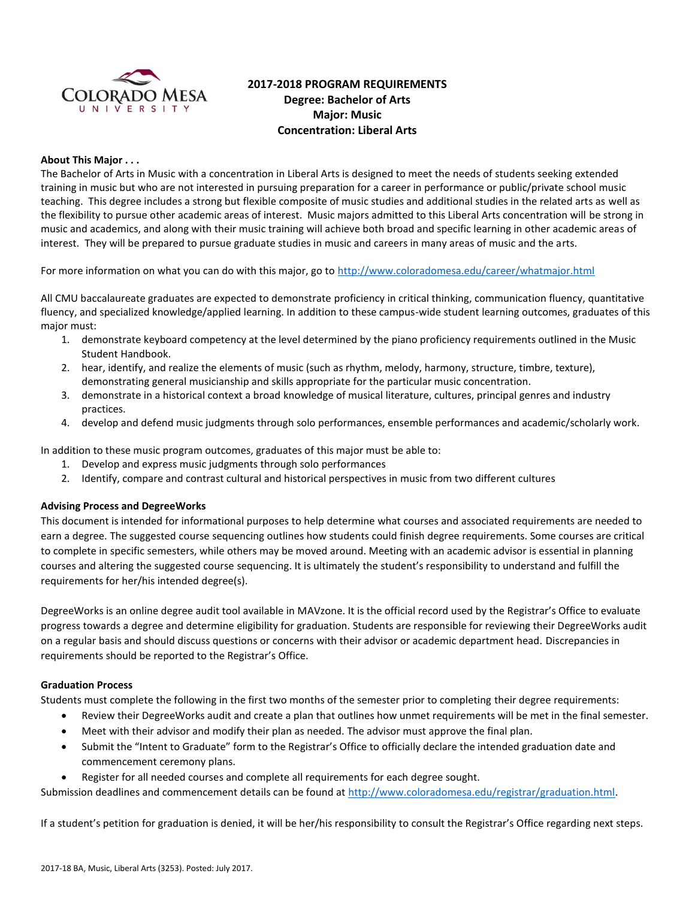# 2017-2018 PROGRAM REQUIREMENTS
## Degree: Bachelor of Arts
## Major: Music
## Concentration: Liberal Arts

**About This Major . . .**

The Bachelor of Arts in Music with a concentration in Liberal Arts is designed to meet the needs of students seeking extended training in music but who are not interested in pursuing preparation for a career in performance or public/private school music teaching. This degree includes a strong but flexible composite of music studies and additional studies in the related arts as well as the flexibility to pursue other academic areas of interest. Music majors admitted to this Liberal Arts concentration will be strong in music and academics, and along with their music training will achieve both broad and specific learning in other academic areas of interest. They will be prepared to pursue graduate studies in music and careers in many areas of music and the arts.

For more information on what you can do with this major, go to http://www.coloradomesa.edu/career/whatmajor.html

All CMU baccalaureate graduates are expected to demonstrate proficiency in critical thinking, communication fluency, quantitative fluency, and specialized knowledge/applied learning. In addition to these campus-wide student learning outcomes, graduates of this major must:

1. demonstrate keyboard competency at the level determined by the piano proficiency requirements outlined in the Music Student Handbook.
2. hear, identify, and realize the elements of music (such as rhythm, melody, harmony, structure, timbre, texture), demonstrating general musicianship and skills appropriate for the particular music concentration.
3. demonstrate in a historical context a broad knowledge of musical literature, cultures, principal genres and industry practices.
4. develop and defend music judgments through solo performances, ensemble performances and academic/scholarly work.

In addition to these music program outcomes, graduates of this major must be able to:

1. Develop and express music judgments through solo performances
2. Identify, compare and contrast cultural and historical perspectives in music from two different cultures

**Advising Process and DegreeWorks**

This document is intended for informational purposes to help determine what courses and associated requirements are needed to earn a degree. The suggested course sequencing outlines how students could finish degree requirements. Some courses are critical to complete in specific semesters, while others may be moved around. Meeting with an academic advisor is essential in planning courses and altering the suggested course sequencing. It is ultimately the student's responsibility to understand and fulfill the requirements for her/his intended degree(s).

DegreeWorks is an online degree audit tool available in MAVzone. It is the official record used by the Registrar's Office to evaluate progress towards a degree and determine eligibility for graduation. Students are responsible for reviewing their DegreeWorks audit on a regular basis and should discuss questions or concerns with their advisor or academic department head. Discrepancies in requirements should be reported to the Registrar's Office.

**Graduation Process**

Students must complete the following in the first two months of the semester prior to completing their degree requirements:

- Review their DegreeWorks audit and create a plan that outlines how unmet requirements will be met in the final semester.
- Meet with their advisor and modify their plan as needed. The advisor must approve the final plan.
- Submit the "Intent to Graduate" form to the Registrar's Office to officially declare the intended graduation date and commencement ceremony plans.
- Register for all needed courses and complete all requirements for each degree sought.

Submission deadlines and commencement details can be found at http://www.coloradomesa.edu/registrar/graduation.html.

If a student's petition for graduation is denied, it will be her/his responsibility to consult the Registrar's Office regarding next steps.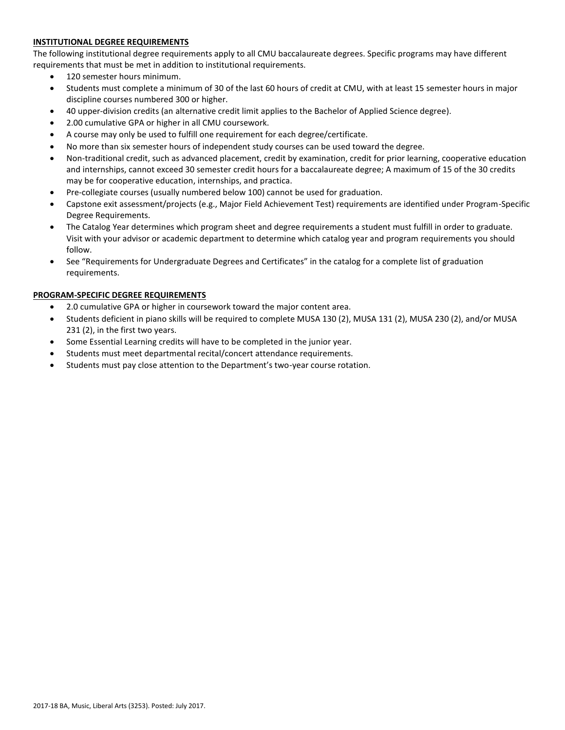**INSTITUTIONAL DEGREE REQUIREMENTS**

The following institutional degree requirements apply to all CMU baccalaureate degrees. Specific programs may have different requirements that must be met in addition to institutional requirements.

- 120 semester hours minimum.
- Students must complete a minimum of 30 of the last 60 hours of credit at CMU, with at least 15 semester hours in major discipline courses numbered 300 or higher.
- 40 upper-division credits (an alternative credit limit applies to the Bachelor of Applied Science degree).
- 2.00 cumulative GPA or higher in all CMU coursework.
- A course may only be used to fulfill one requirement for each degree/certificate.
- No more than six semester hours of independent study courses can be used toward the degree.
- Non-traditional credit, such as advanced placement, credit by examination, credit for prior learning, cooperative education and internships, cannot exceed 30 semester credit hours for a baccalaureate degree; A maximum of 15 of the 30 credits may be for cooperative education, internships, and practica.
- Pre-collegiate courses (usually numbered below 100) cannot be used for graduation.
- Capstone exit assessment/projects (e.g., Major Field Achievement Test) requirements are identified under Program-Specific Degree Requirements.
- The Catalog Year determines which program sheet and degree requirements a student must fulfill in order to graduate. Visit with your advisor or academic department to determine which catalog year and program requirements you should follow.
- See "Requirements for Undergraduate Degrees and Certificates" in the catalog for a complete list of graduation requirements.

**PROGRAM-SPECIFIC DEGREE REQUIREMENTS**

- 2.0 cumulative GPA or higher in coursework toward the major content area.
- Students deficient in piano skills will be required to complete MUSA 130 (2), MUSA 131 (2), MUSA 230 (2), and/or MUSA 231 (2), in the first two years.
- Some Essential Learning credits will have to be completed in the junior year.
- Students must meet departmental recital/concert attendance requirements.
- Students must pay close attention to the Department's two-year course rotation.

2017-18 BA, Music, Liberal Arts (3253). Posted: July 2017.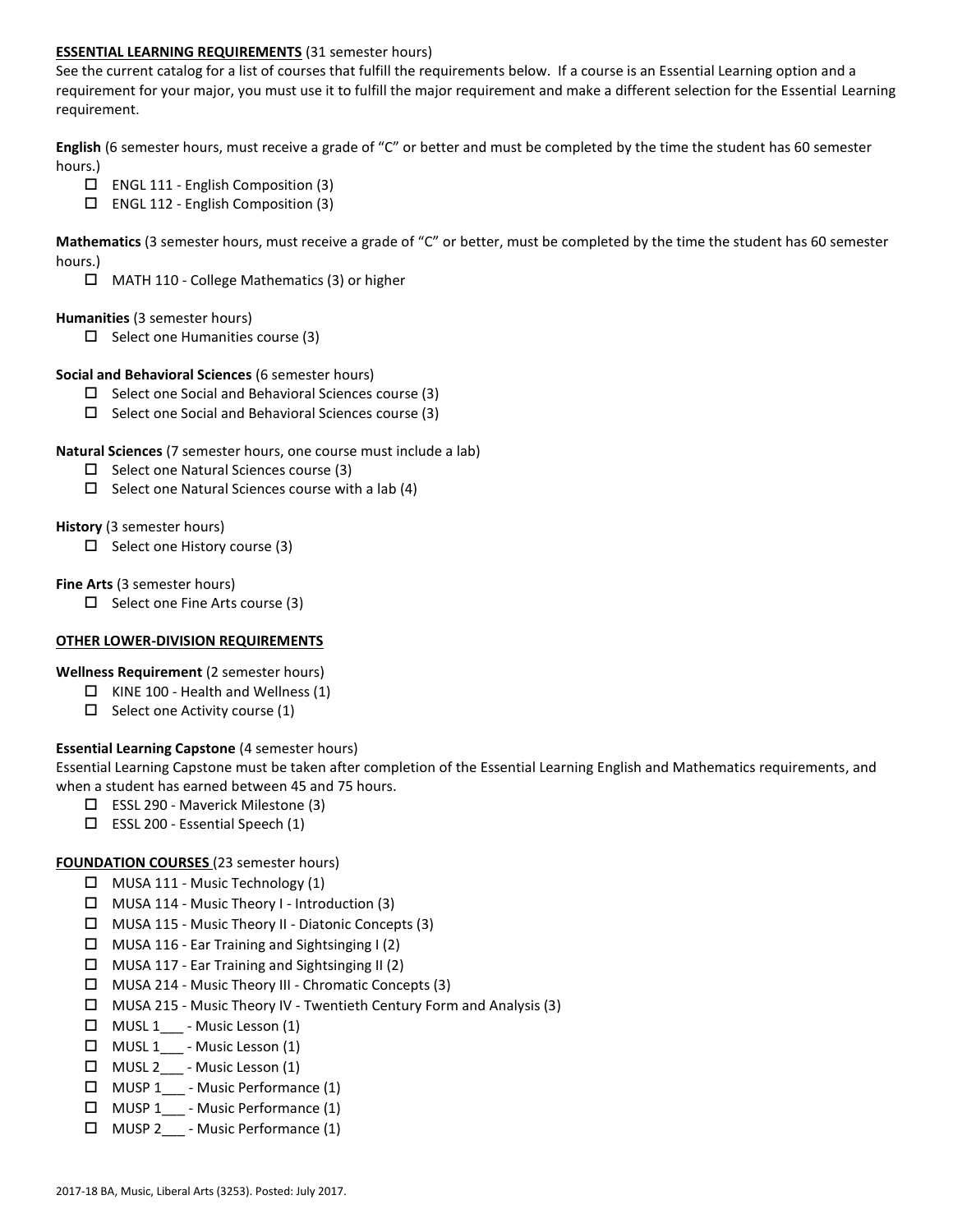**ESSENTIAL LEARNING REQUIREMENTS** (31 semester hours)

See the current catalog for a list of courses that fulfill the requirements below. If a course is an Essential Learning option and a requirement for your major, you must use it to fulfill the major requirement and make a different selection for the Essential Learning requirement.

**English** (6 semester hours, must receive a grade of "C" or better and must be completed by the time the student has 60 semester hours.)

- ☐ ENGL 111 - English Composition (3)
- ☐ ENGL 112 - English Composition (3)

**Mathematics** (3 semester hours, must receive a grade of "C" or better, must be completed by the time the student has 60 semester hours.)

- ☐ MATH 110 - College Mathematics (3) or higher

**Humanities** (3 semester hours)

- ☐ Select one Humanities course (3)

**Social and Behavioral Sciences** (6 semester hours)

- ☐ Select one Social and Behavioral Sciences course (3)
- ☐ Select one Social and Behavioral Sciences course (3)

**Natural Sciences** (7 semester hours, one course must include a lab)

- ☐ Select one Natural Sciences course (3)
- ☐ Select one Natural Sciences course with a lab (4)

**History** (3 semester hours)

- ☐ Select one History course (3)

**Fine Arts** (3 semester hours)

- ☐ Select one Fine Arts course (3)

**OTHER LOWER-DIVISION REQUIREMENTS**

**Wellness Requirement** (2 semester hours)

- ☐ KINE 100 - Health and Wellness (1)
- ☐ Select one Activity course (1)

**Essential Learning Capstone** (4 semester hours)

Essential Learning Capstone must be taken after completion of the Essential Learning English and Mathematics requirements, and when a student has earned between 45 and 75 hours.

- ☐ ESSL 290 - Maverick Milestone (3)
- ☐ ESSL 200 - Essential Speech (1)

**FOUNDATION COURSES** (23 semester hours)

- ☐ MUSA 111 - Music Technology (1)
- ☐ MUSA 114 - Music Theory I - Introduction (3)
- ☐ MUSA 115 - Music Theory II - Diatonic Concepts (3)
- ☐ MUSA 116 - Ear Training and Sightsinging I (2)
- ☐ MUSA 117 - Ear Training and Sightsinging II (2)
- ☐ MUSA 214 - Music Theory III - Chromatic Concepts (3)
- ☐ MUSA 215 - Music Theory IV - Twentieth Century Form and Analysis (3)
- ☐ MUSL 1___ - Music Lesson (1)
- ☐ MUSL 1___ - Music Lesson (1)
- ☐ MUSL 2___ - Music Lesson (1)
- ☐ MUSP 1___ - Music Performance (1)
- ☐ MUSP 1___ - Music Performance (1)
- ☐ MUSP 2___ - Music Performance (1)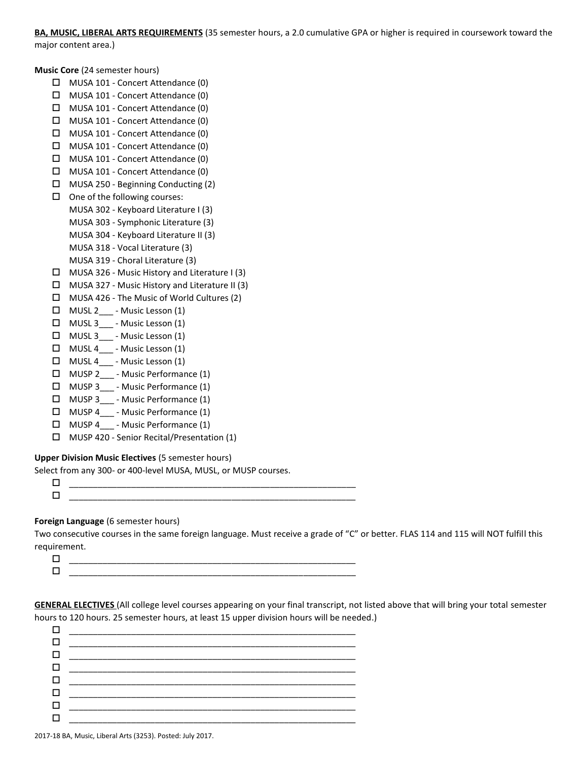**BA, MUSIC, LIBERAL ARTS REQUIREMENTS** (35 semester hours, a 2.0 cumulative GPA or higher is required in coursework toward the major content area.)

**Music Core** (24 semester hours)

- ☐ MUSA 101 - Concert Attendance (0)
- ☐ MUSA 101 - Concert Attendance (0)
- ☐ MUSA 101 - Concert Attendance (0)
- ☐ MUSA 101 - Concert Attendance (0)
- ☐ MUSA 101 - Concert Attendance (0)
- ☐ MUSA 101 - Concert Attendance (0)
- ☐ MUSA 101 - Concert Attendance (0)
- ☐ MUSA 101 - Concert Attendance (0)
- ☐ MUSA 250 - Beginning Conducting (2)
- ☐ One of the following courses:
  MUSA 302 - Keyboard Literature I (3)
  MUSA 303 - Symphonic Literature (3)
  MUSA 304 - Keyboard Literature II (3)
  MUSA 318 - Vocal Literature (3)
  MUSA 319 - Choral Literature (3)
- ☐ MUSA 326 - Music History and Literature I (3)
- ☐ MUSA 327 - Music History and Literature II (3)
- ☐ MUSA 426 - The Music of World Cultures (2)
- ☐ MUSL 2___ - Music Lesson (1)
- ☐ MUSL 3___ - Music Lesson (1)
- ☐ MUSL 3___ - Music Lesson (1)
- ☐ MUSL 4___ - Music Lesson (1)
- ☐ MUSL 4___ - Music Lesson (1)
- ☐ MUSP 2___ - Music Performance (1)
- ☐ MUSP 3___ - Music Performance (1)
- ☐ MUSP 3___ - Music Performance (1)
- ☐ MUSP 4___ - Music Performance (1)
- ☐ MUSP 4___ - Music Performance (1)
- ☐ MUSP 420 - Senior Recital/Presentation (1)

**Upper Division Music Electives** (5 semester hours)
Select from any 300- or 400-level MUSA, MUSL, or MUSP courses.

- ☐ ____________________________________________
- ☐ ____________________________________________

**Foreign Language** (6 semester hours)
Two consecutive courses in the same foreign language. Must receive a grade of "C" or better. FLAS 114 and 115 will NOT fulfill this requirement.

- ☐ ____________________________________________
- ☐ ____________________________________________

**GENERAL ELECTIVES** (All college level courses appearing on your final transcript, not listed above that will bring your total semester hours to 120 hours. 25 semester hours, at least 15 upper division hours will be needed.)

- ☐ ____________________________________________
- ☐ ____________________________________________
- ☐ ____________________________________________
- ☐ ____________________________________________
- ☐ ____________________________________________
- ☐ ____________________________________________
- ☐ ____________________________________________
- ☐ ____________________________________________

2017-18 BA, Music, Liberal Arts (3253). Posted: July 2017.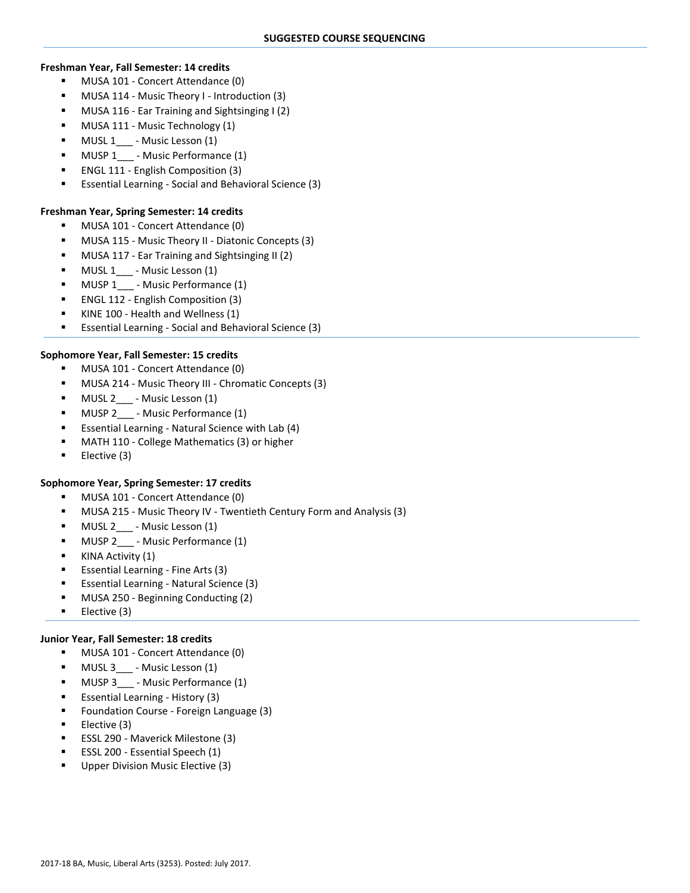## SUGGESTED COURSE SEQUENCING

**Freshman Year, Fall Semester: 14 credits**

- MUSA 101 - Concert Attendance (0)
- MUSA 114 - Music Theory I - Introduction (3)
- MUSA 116 - Ear Training and Sightsinging I (2)
- MUSA 111 - Music Technology (1)
- MUSL 1___ - Music Lesson (1)
- MUSP 1___ - Music Performance (1)
- ENGL 111 - English Composition (3)
- Essential Learning - Social and Behavioral Science (3)

**Freshman Year, Spring Semester: 14 credits**

- MUSA 101 - Concert Attendance (0)
- MUSA 115 - Music Theory II - Diatonic Concepts (3)
- MUSA 117 - Ear Training and Sightsinging II (2)
- MUSL 1___ - Music Lesson (1)
- MUSP 1___ - Music Performance (1)
- ENGL 112 - English Composition (3)
- KINE 100 - Health and Wellness (1)
- Essential Learning - Social and Behavioral Science (3)

**Sophomore Year, Fall Semester: 15 credits**

- MUSA 101 - Concert Attendance (0)
- MUSA 214 - Music Theory III - Chromatic Concepts (3)
- MUSL 2___ - Music Lesson (1)
- MUSP 2___ - Music Performance (1)
- Essential Learning - Natural Science with Lab (4)
- MATH 110 - College Mathematics (3) or higher
- Elective (3)

**Sophomore Year, Spring Semester: 17 credits**

- MUSA 101 - Concert Attendance (0)
- MUSA 215 - Music Theory IV - Twentieth Century Form and Analysis (3)
- MUSL 2___ - Music Lesson (1)
- MUSP 2___ - Music Performance (1)
- KINA Activity (1)
- Essential Learning - Fine Arts (3)
- Essential Learning - Natural Science (3)
- MUSA 250 - Beginning Conducting (2)
- Elective (3)

**Junior Year, Fall Semester: 18 credits**

- MUSA 101 - Concert Attendance (0)
- MUSL 3___ - Music Lesson (1)
- MUSP 3___ - Music Performance (1)
- Essential Learning - History (3)
- Foundation Course - Foreign Language (3)
- Elective (3)
- ESSL 290 - Maverick Milestone (3)
- ESSL 200 - Essential Speech (1)
- Upper Division Music Elective (3)

2017-18 BA, Music, Liberal Arts (3253). Posted: July 2017.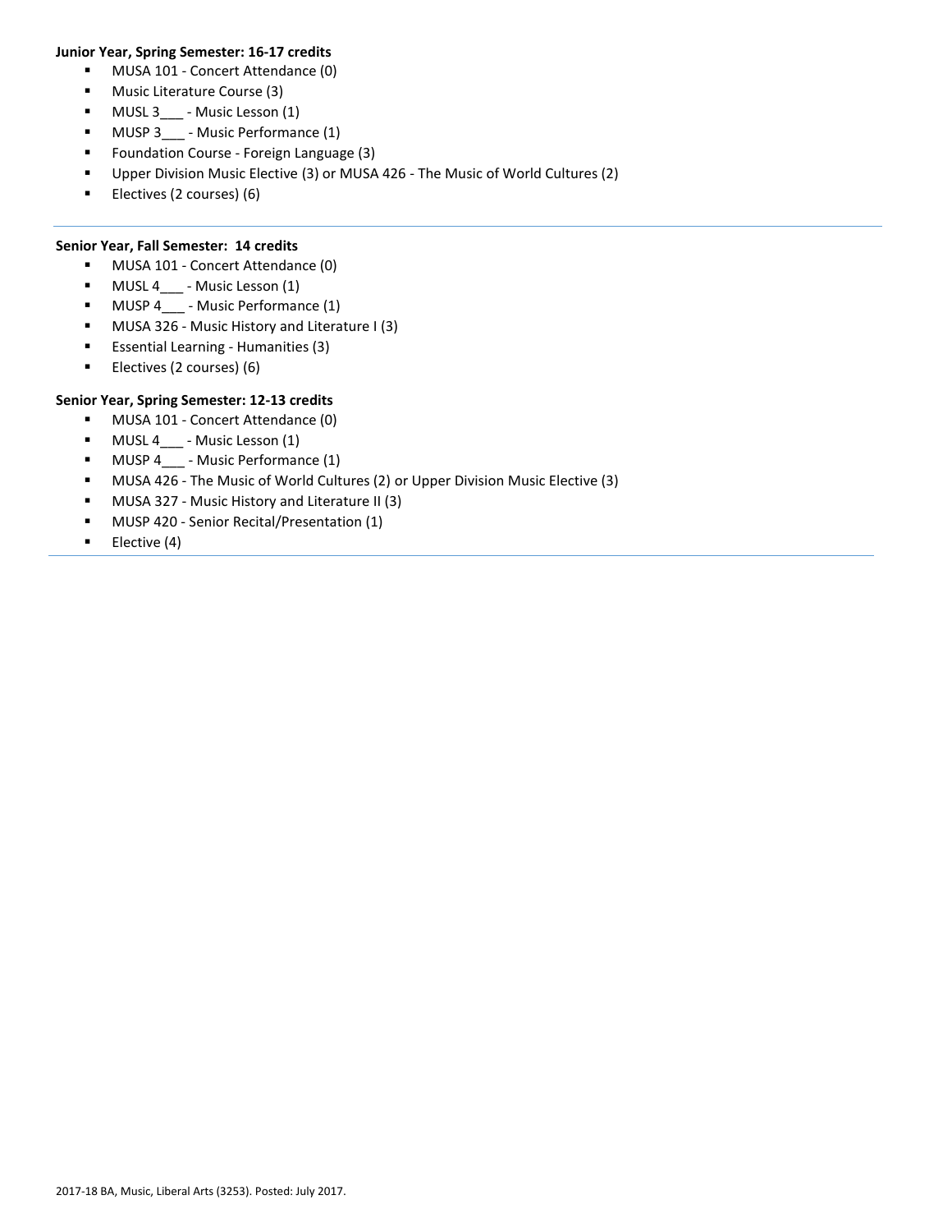**Junior Year, Spring Semester: 16-17 credits**

- MUSA 101 - Concert Attendance (0)
- Music Literature Course (3)
- MUSL 3___ - Music Lesson (1)
- MUSP 3___ - Music Performance (1)
- Foundation Course - Foreign Language (3)
- Upper Division Music Elective (3) or MUSA 426 - The Music of World Cultures (2)
- Electives (2 courses) (6)

---

**Senior Year, Fall Semester: 14 credits**

- MUSA 101 - Concert Attendance (0)
- MUSL 4___ - Music Lesson (1)
- MUSP 4___ - Music Performance (1)
- MUSA 326 - Music History and Literature I (3)
- Essential Learning - Humanities (3)
- Electives (2 courses) (6)

**Senior Year, Spring Semester: 12-13 credits**

- MUSA 101 - Concert Attendance (0)
- MUSL 4___ - Music Lesson (1)
- MUSP 4___ - Music Performance (1)
- MUSA 426 - The Music of World Cultures (2) or Upper Division Music Elective (3)
- MUSA 327 - Music History and Literature II (3)
- MUSP 420 - Senior Recital/Presentation (1)
- Elective (4)

---